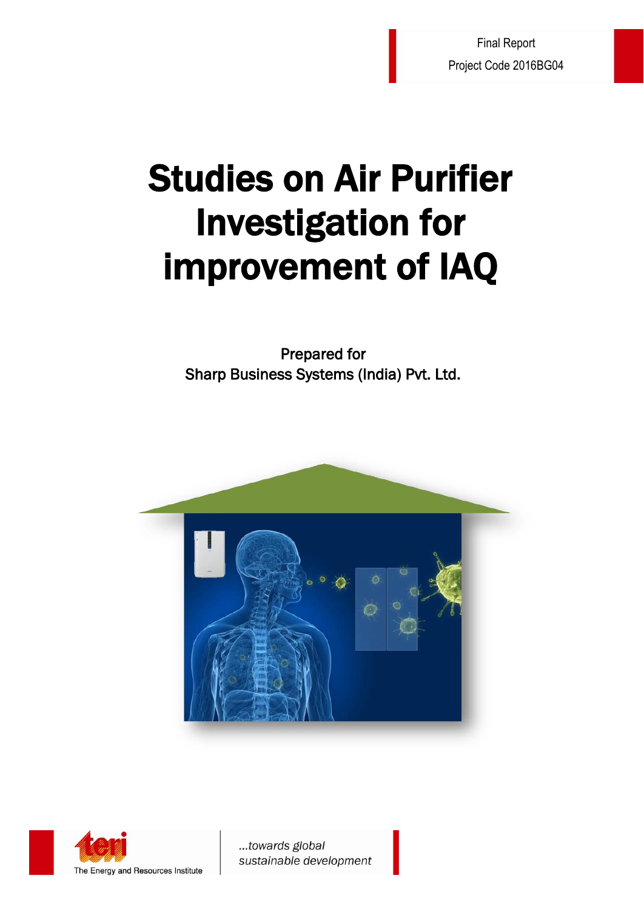Final Report

Project Code 2016BG04

# Studies on Air Purifier Investigation for improvement of IAQ

Prepared for
Sharp Business Systems (India) Pvt. Ltd.

The Energy and Resources Institute

*...towards global sustainable development*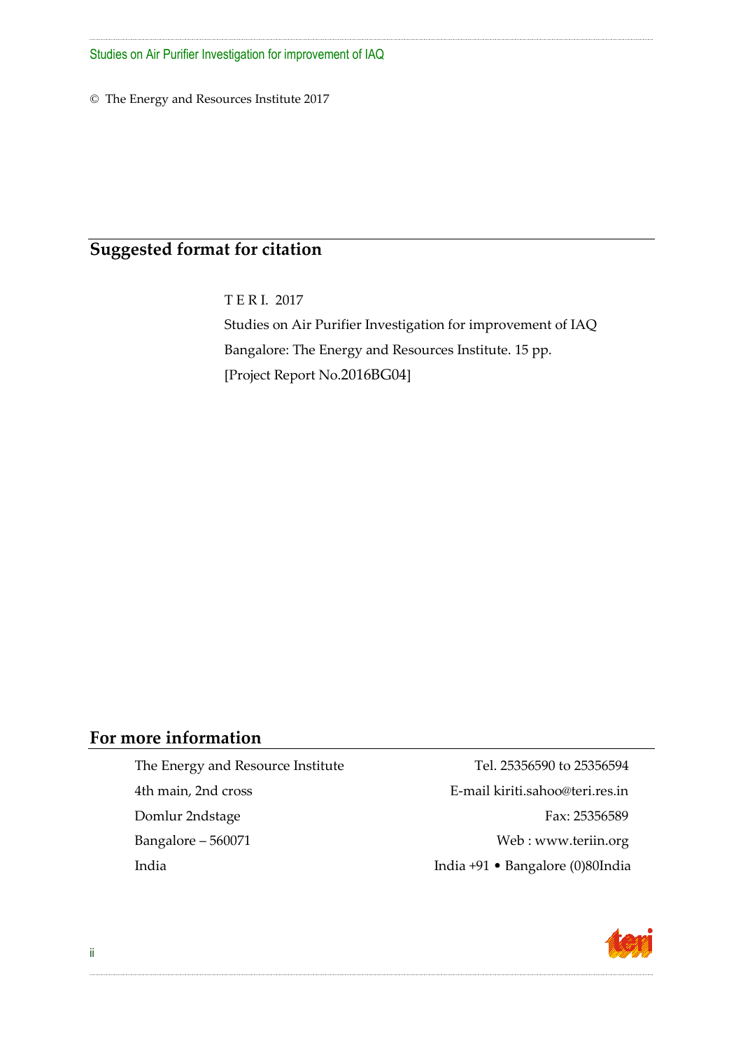© The Energy and Resources Institute 2017

## Suggested format for citation

T E R I. 2017

Studies on Air Purifier Investigation for improvement of IAQ

Bangalore: The Energy and Resources Institute. 15 pp.

[Project Report No.2016BG04]

## For more information

| | |
|---|---|
| The Energy and Resource Institute | Tel. 25356590 to 25356594 |
| 4th main, 2nd cross | E-mail kiriti.sahoo@teri.res.in |
| Domlur 2ndstage | Fax: 25356589 |
| Bangalore – 560071 | Web : www.teriin.org |
| India | India +91 • Bangalore (0)80India |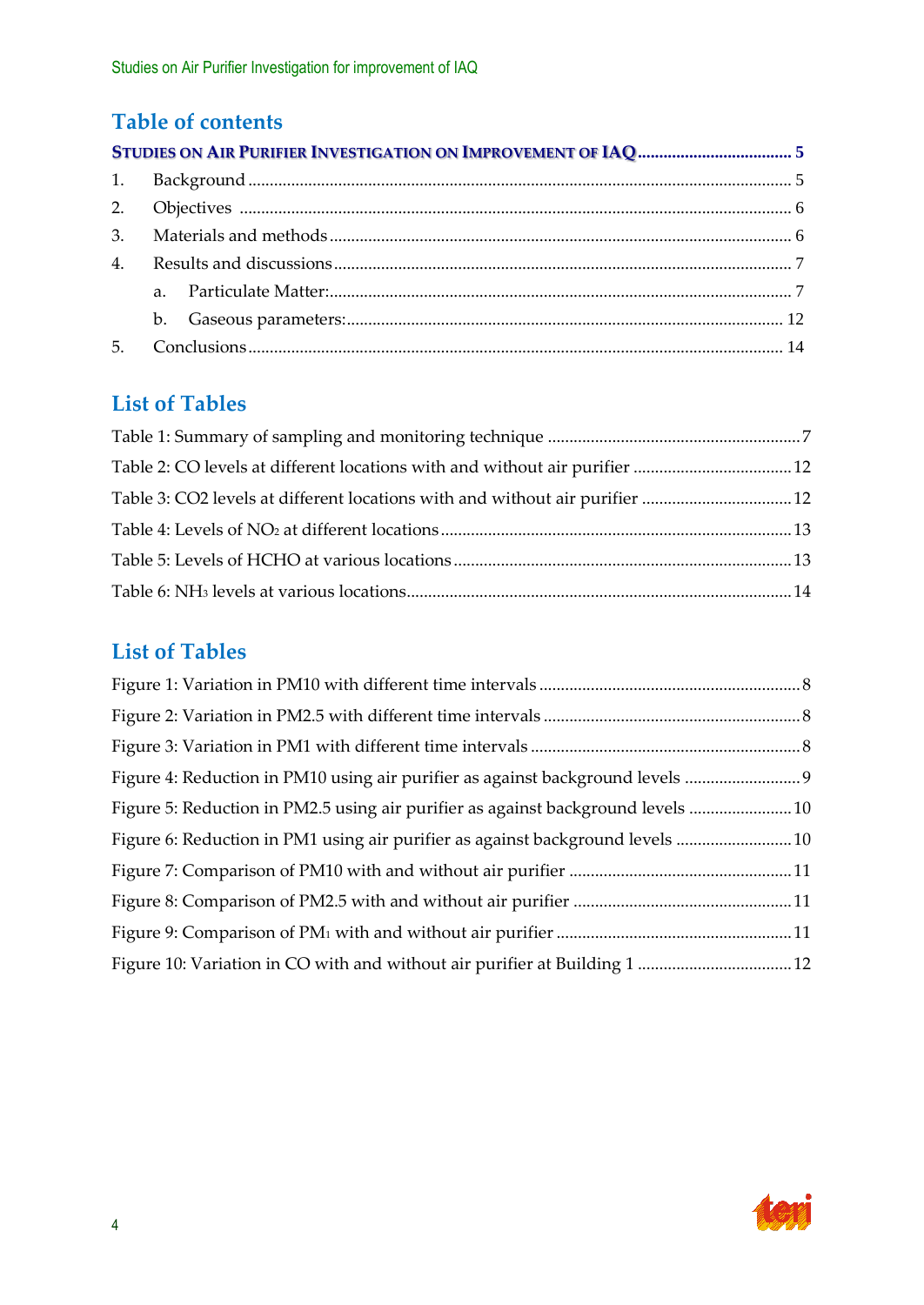## Table of contents

**STUDIES ON AIR PURIFIER INVESTIGATION ON IMPROVEMENT OF IAQ** .................................... 5

1. Background ............................................................................................................. 5
2. Objectives ............................................................................................................... 6
3. Materials and methods ........................................................................................... 6
4. Results and discussions ......................................................................................... 7
   a. Particulate Matter: .............................................................................................. 7
   b. Gaseous parameters: ......................................................................................... 12
5. Conclusions ........................................................................................................... 14

## List of Tables

Table 1: Summary of sampling and monitoring technique .............................................. 7

Table 2: CO levels at different locations with and without air purifier ......................... 12

Table 3: CO2 levels at different locations with and without air purifier ....................... 12

Table 4: Levels of $NO_2$ at different locations ......................................................... 13

Table 5: Levels of HCHO at various locations ............................................................. 13

Table 6: $NH_3$ levels at various locations ................................................................. 14

## List of Tables

Figure 1: Variation in PM10 with different time intervals ............................................... 8

Figure 2: Variation in PM2.5 with different time intervals .............................................. 8

Figure 3: Variation in PM1 with different time intervals ................................................. 8

Figure 4: Reduction in PM10 using air purifier as against background levels .................. 9

Figure 5: Reduction in PM2.5 using air purifier as against background levels ............... 10

Figure 6: Reduction in PM1 using air purifier as against background levels .................. 10

Figure 7: Comparison of PM10 with and without air purifier ........................................ 11

Figure 8: Comparison of PM2.5 with and without air purifier ....................................... 11

Figure 9: Comparison of $PM_1$ with and without air purifier ...................................... 11

Figure 10: Variation in CO with and without air purifier at Building 1 .......................... 12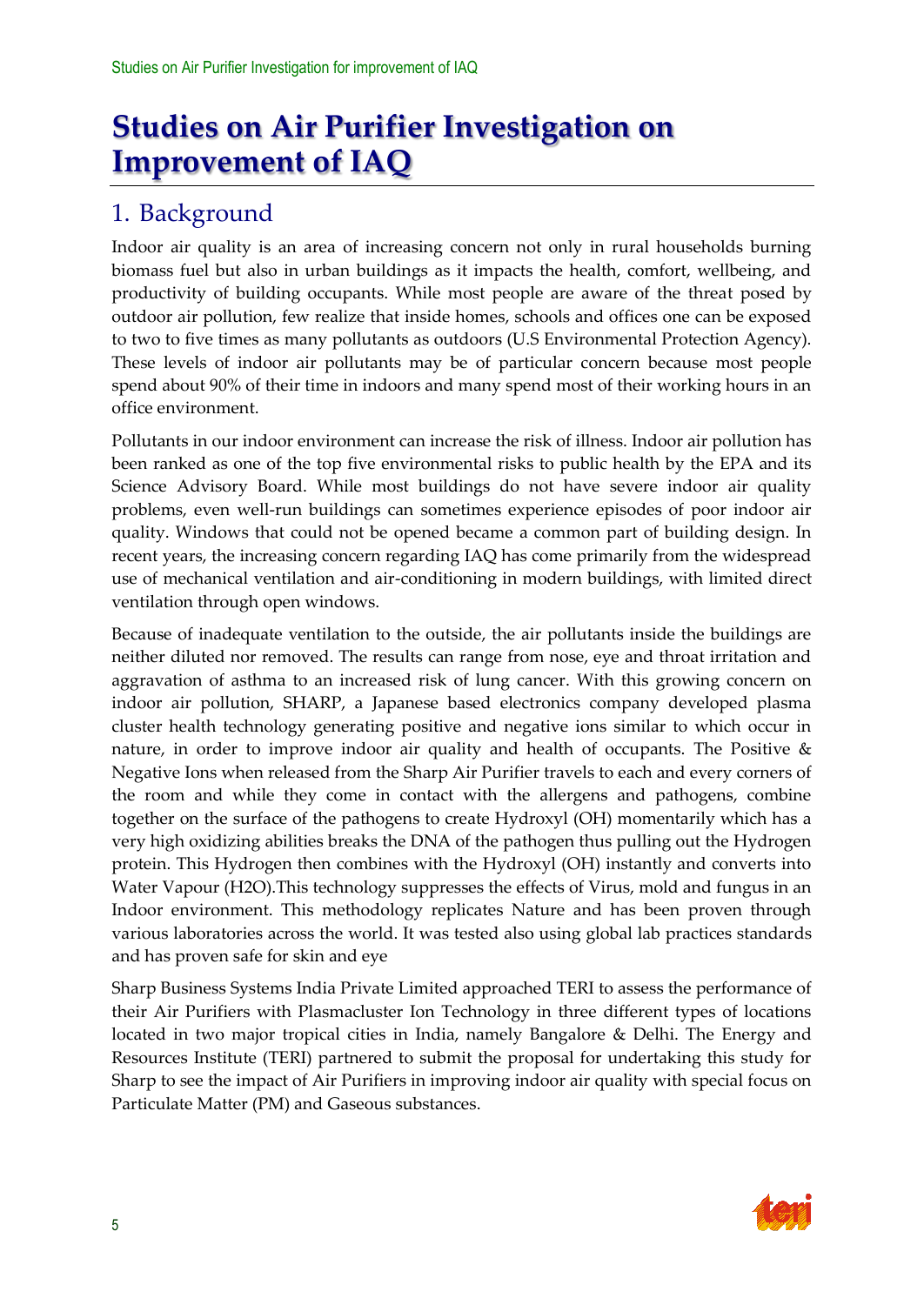# Studies on Air Purifier Investigation on Improvement of IAQ

## 1. Background

Indoor air quality is an area of increasing concern not only in rural households burning biomass fuel but also in urban buildings as it impacts the health, comfort, wellbeing, and productivity of building occupants. While most people are aware of the threat posed by outdoor air pollution, few realize that inside homes, schools and offices one can be exposed to two to five times as many pollutants as outdoors (U.S Environmental Protection Agency). These levels of indoor air pollutants may be of particular concern because most people spend about 90% of their time in indoors and many spend most of their working hours in an office environment.

Pollutants in our indoor environment can increase the risk of illness. Indoor air pollution has been ranked as one of the top five environmental risks to public health by the EPA and its Science Advisory Board. While most buildings do not have severe indoor air quality problems, even well-run buildings can sometimes experience episodes of poor indoor air quality. Windows that could not be opened became a common part of building design. In recent years, the increasing concern regarding IAQ has come primarily from the widespread use of mechanical ventilation and air-conditioning in modern buildings, with limited direct ventilation through open windows.

Because of inadequate ventilation to the outside, the air pollutants inside the buildings are neither diluted nor removed. The results can range from nose, eye and throat irritation and aggravation of asthma to an increased risk of lung cancer. With this growing concern on indoor air pollution, SHARP, a Japanese based electronics company developed plasma cluster health technology generating positive and negative ions similar to which occur in nature, in order to improve indoor air quality and health of occupants. The Positive & Negative Ions when released from the Sharp Air Purifier travels to each and every corners of the room and while they come in contact with the allergens and pathogens, combine together on the surface of the pathogens to create Hydroxyl (OH) momentarily which has a very high oxidizing abilities breaks the DNA of the pathogen thus pulling out the Hydrogen protein. This Hydrogen then combines with the Hydroxyl (OH) instantly and converts into Water Vapour ($H2O$).This technology suppresses the effects of Virus, mold and fungus in an Indoor environment. This methodology replicates Nature and has been proven through various laboratories across the world. It was tested also using global lab practices standards and has proven safe for skin and eye

Sharp Business Systems India Private Limited approached TERI to assess the performance of their Air Purifiers with Plasmacluster Ion Technology in three different types of locations located in two major tropical cities in India, namely Bangalore & Delhi. The Energy and Resources Institute (TERI) partnered to submit the proposal for undertaking this study for Sharp to see the impact of Air Purifiers in improving indoor air quality with special focus on Particulate Matter (PM) and Gaseous substances.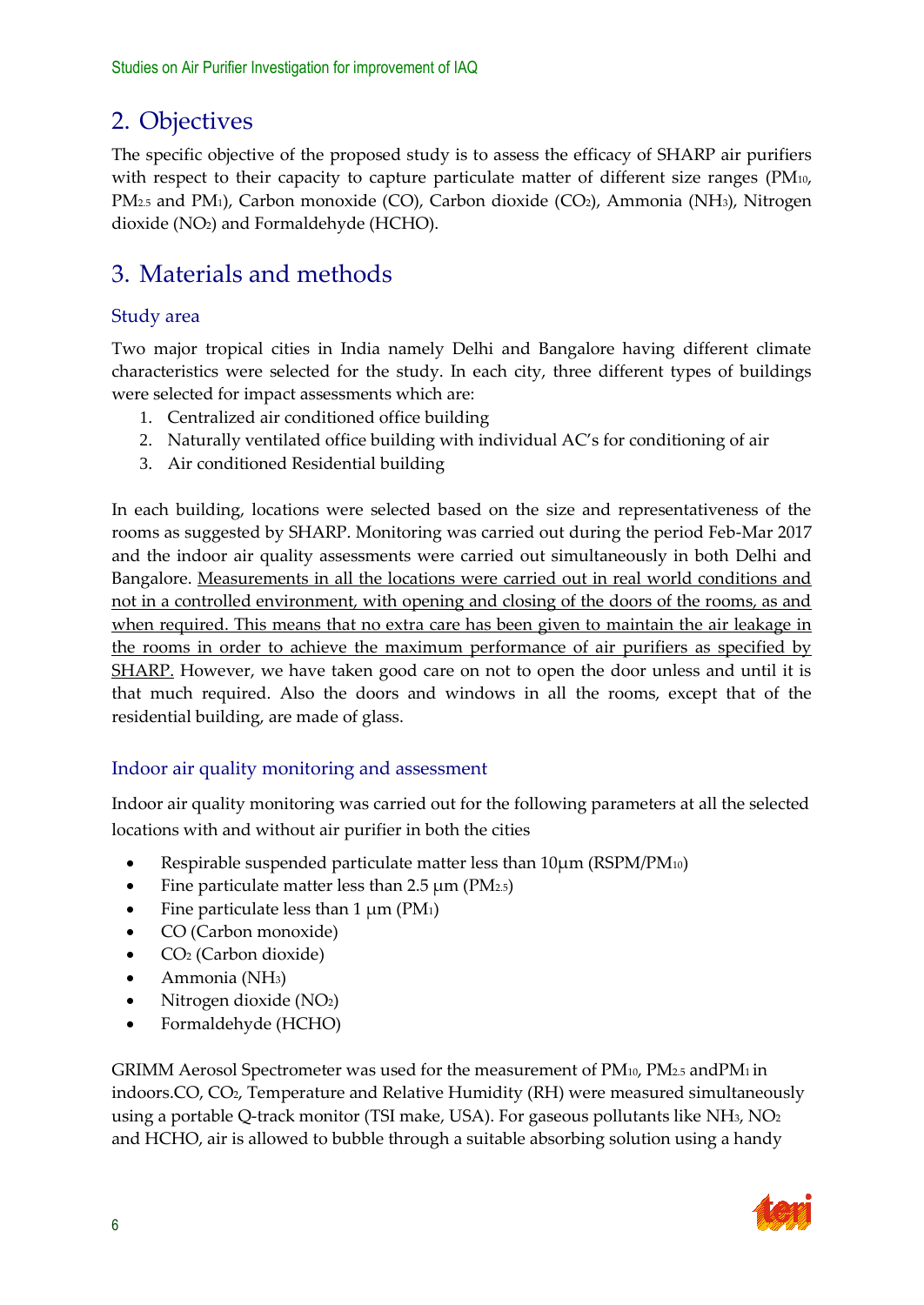## 2. Objectives

The specific objective of the proposed study is to assess the efficacy of SHARP air purifiers with respect to their capacity to capture particulate matter of different size ranges ($PM_{10}$, $PM_{2.5}$ and $PM_1$), Carbon monoxide (CO), Carbon dioxide ($CO_2$), Ammonia ($NH_3$), Nitrogen dioxide ($NO_2$) and Formaldehyde (HCHO).

## 3. Materials and methods

### Study area

Two major tropical cities in India namely Delhi and Bangalore having different climate characteristics were selected for the study. In each city, three different types of buildings were selected for impact assessments which are:

1. Centralized air conditioned office building
2. Naturally ventilated office building with individual AC's for conditioning of air
3. Air conditioned Residential building

In each building, locations were selected based on the size and representativeness of the rooms as suggested by SHARP. Monitoring was carried out during the period Feb-Mar 2017 and the indoor air quality assessments were carried out simultaneously in both Delhi and Bangalore. <u>Measurements in all the locations were carried out in real world conditions and not in a controlled environment, with opening and closing of the doors of the rooms, as and when required. This means that no extra care has been given to maintain the air leakage in the rooms in order to achieve the maximum performance of air purifiers as specified by SHARP.</u> However, we have taken good care on not to open the door unless and until it is that much required. Also the doors and windows in all the rooms, except that of the residential building, are made of glass.

### Indoor air quality monitoring and assessment

Indoor air quality monitoring was carried out for the following parameters at all the selected locations with and without air purifier in both the cities

- Respirable suspended particulate matter less than 10µm (RSPM/$PM_{10}$)
- Fine particulate matter less than 2.5 µm ($PM_{2.5}$)
- Fine particulate less than 1 µm ($PM_1$)
- CO (Carbon monoxide)
- $CO_2$ (Carbon dioxide)
- Ammonia ($NH_3$)
- Nitrogen dioxide ($NO_2$)
- Formaldehyde (HCHO)

GRIMM Aerosol Spectrometer was used for the measurement of $PM_{10}$, $PM_{2.5}$ and$PM_1$ in indoors.CO, $CO_2$, Temperature and Relative Humidity (RH) were measured simultaneously using a portable Q-track monitor (TSI make, USA). For gaseous pollutants like $NH_3$, $NO_2$ and HCHO, air is allowed to bubble through a suitable absorbing solution using a handy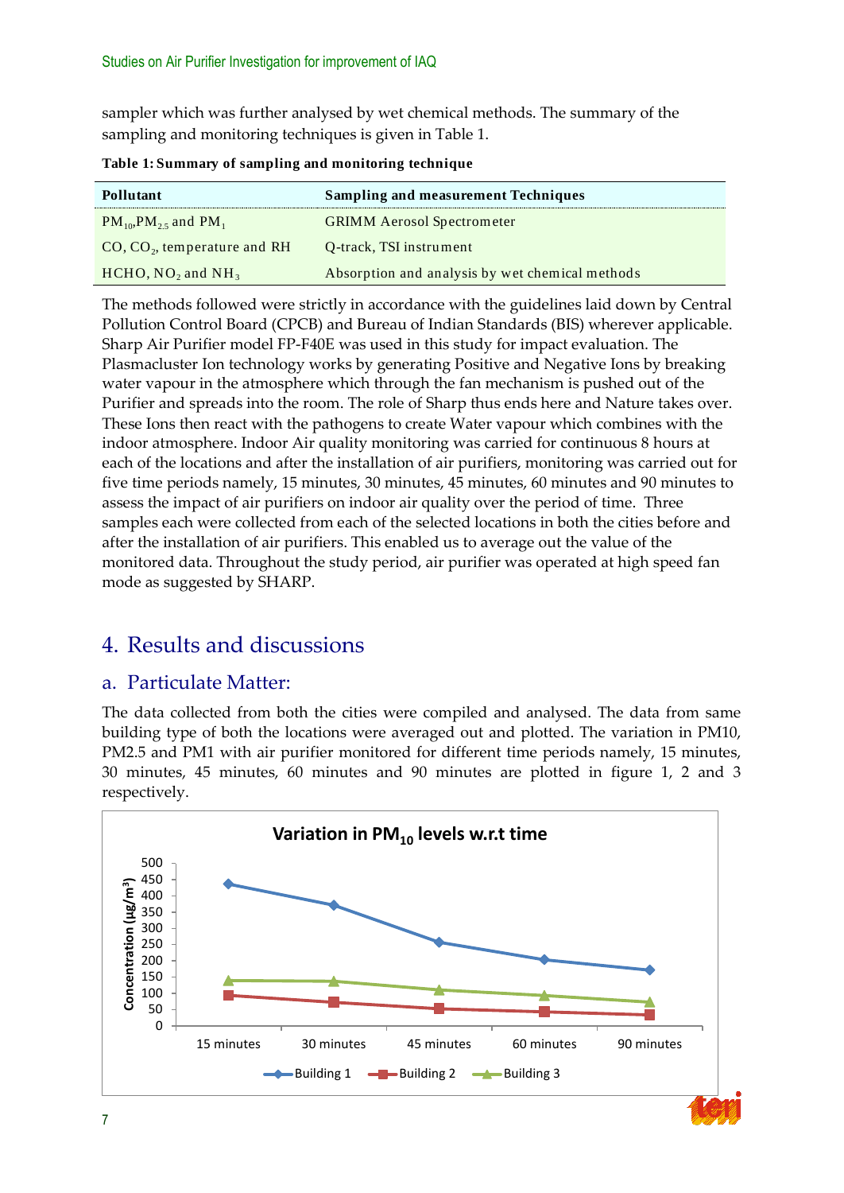sampler which was further analysed by wet chemical methods. The summary of the sampling and monitoring techniques is given in Table 1.

**Table 1: Summary of sampling and monitoring technique**

| Pollutant | Sampling and measurement Techniques |
|---|---|
| $PM_{10}$,$PM_{2.5}$ and $PM_1$ | GRIMM Aerosol Spectrometer |
| CO, $CO_2$, temperature and RH | Q-track, TSI instrument |
| HCHO, $NO_2$ and $NH_3$ | Absorption and analysis by wet chemical methods |

The methods followed were strictly in accordance with the guidelines laid down by Central Pollution Control Board (CPCB) and Bureau of Indian Standards (BIS) wherever applicable. Sharp Air Purifier model FP-F40E was used in this study for impact evaluation. The Plasmacluster Ion technology works by generating Positive and Negative Ions by breaking water vapour in the atmosphere which through the fan mechanism is pushed out of the Purifier and spreads into the room. The role of Sharp thus ends here and Nature takes over. These Ions then react with the pathogens to create Water vapour which combines with the indoor atmosphere. Indoor Air quality monitoring was carried for continuous 8 hours at each of the locations and after the installation of air purifiers, monitoring was carried out for five time periods namely, 15 minutes, 30 minutes, 45 minutes, 60 minutes and 90 minutes to assess the impact of air purifiers on indoor air quality over the period of time. Three samples each were collected from each of the selected locations in both the cities before and after the installation of air purifiers. This enabled us to average out the value of the monitored data. Throughout the study period, air purifier was operated at high speed fan mode as suggested by SHARP.

# 4. Results and discussions

## a. Particulate Matter:

The data collected from both the cities were compiled and analysed. The data from same building type of both the locations were averaged out and plotted. The variation in PM10, PM2.5 and PM1 with air purifier monitored for different time periods namely, 15 minutes, 30 minutes, 45 minutes, 60 minutes and 90 minutes are plotted in figure 1, 2 and 3 respectively.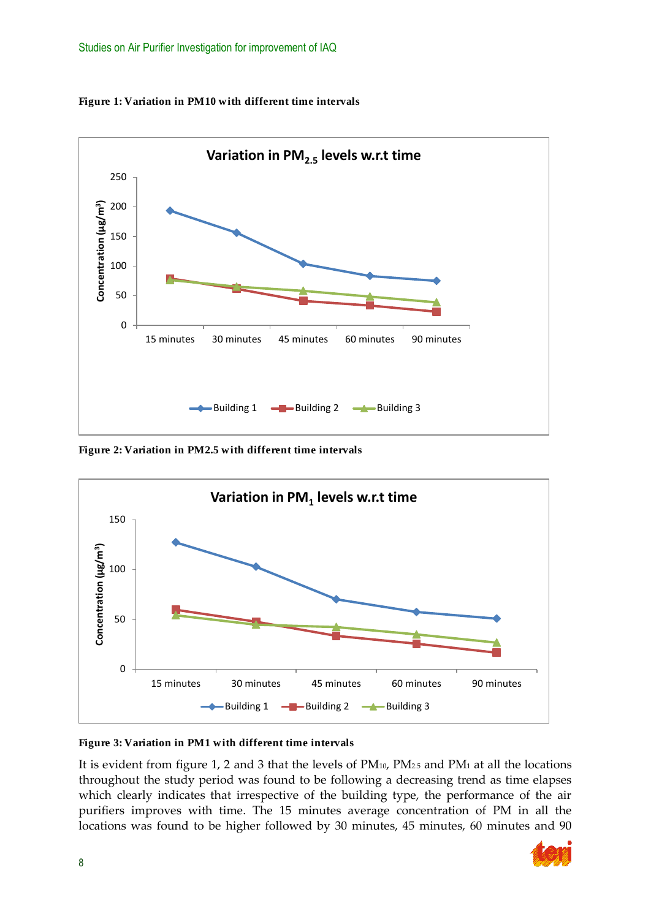**Figure 1: Variation in PM10 with different time intervals**

**Figure 2: Variation in PM2.5 with different time intervals**

**Figure 3: Variation in PM1 with different time intervals**

It is evident from figure 1, 2 and 3 that the levels of $PM_{10}$, $PM_{2.5}$ and $PM_1$ at all the locations throughout the study period was found to be following a decreasing trend as time elapses which clearly indicates that irrespective of the building type, the performance of the air purifiers improves with time. The 15 minutes average concentration of PM in all the locations was found to be higher followed by 30 minutes, 45 minutes, 60 minutes and 90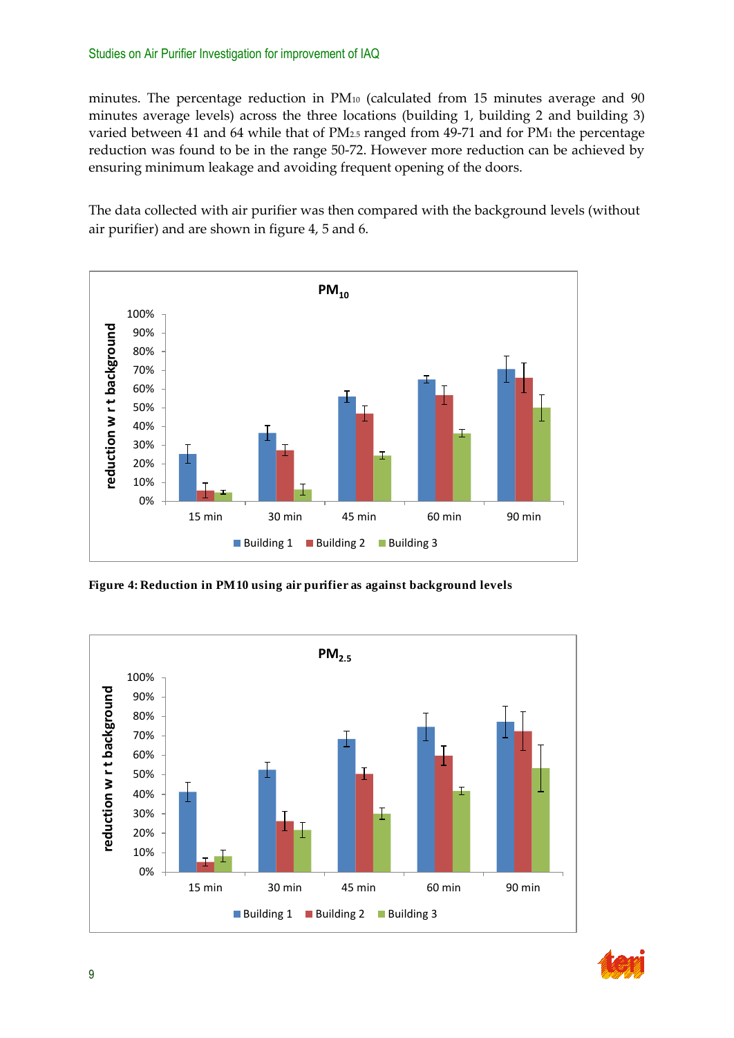minutes. The percentage reduction in $PM_{10}$ (calculated from 15 minutes average and 90 minutes average levels) across the three locations (building 1, building 2 and building 3) varied between 41 and 64 while that of $PM_{2.5}$ ranged from 49-71 and for $PM_1$ the percentage reduction was found to be in the range 50-72. However more reduction can be achieved by ensuring minimum leakage and avoiding frequent opening of the doors.

The data collected with air purifier was then compared with the background levels (without air purifier) and are shown in figure 4, 5 and 6.

**Figure 4: Reduction in PM10 using air purifier as against background levels**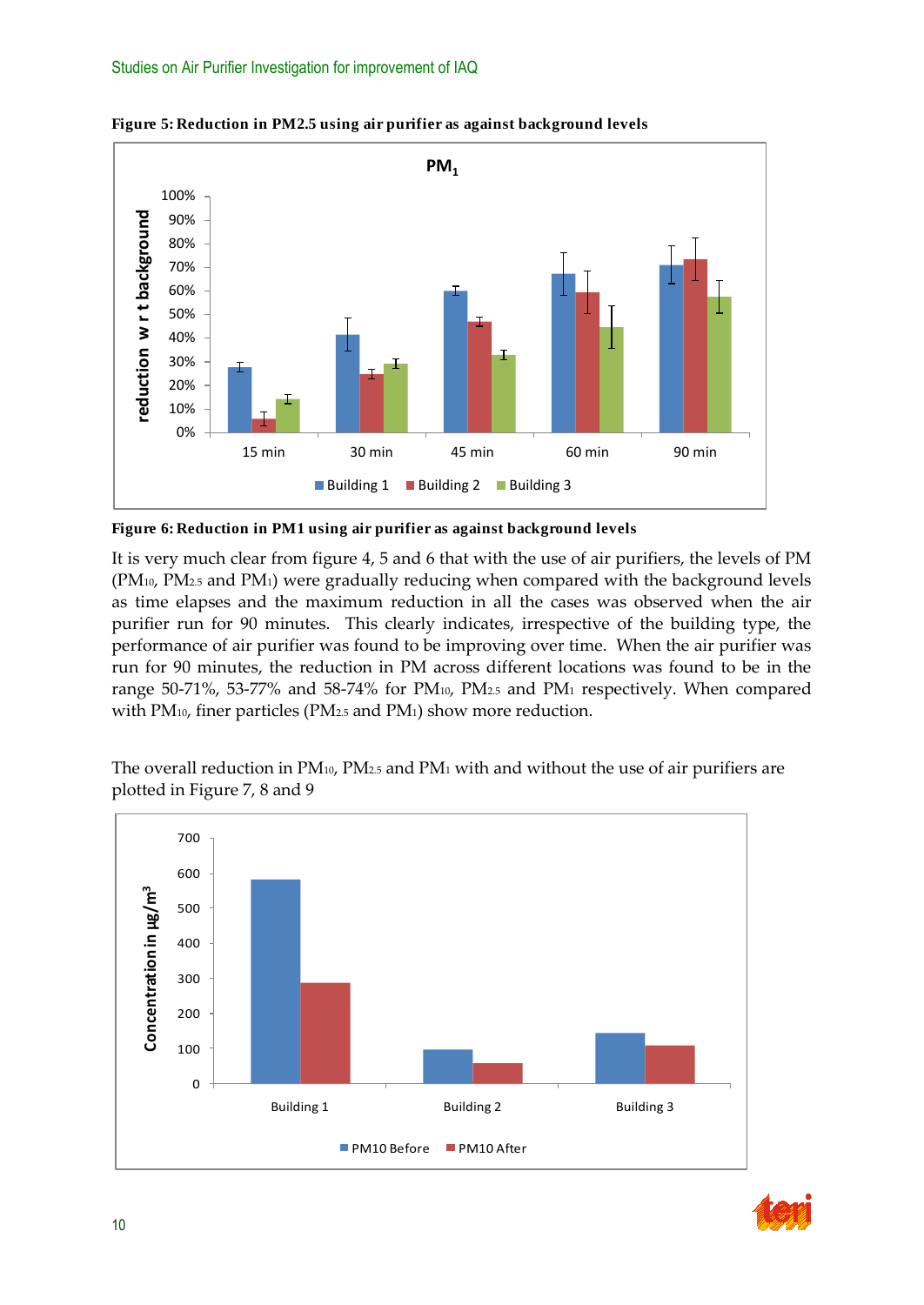**Figure 5: Reduction in PM2.5 using air purifier as against background levels**

**Figure 6: Reduction in PM1 using air purifier as against background levels**

It is very much clear from figure 4, 5 and 6 that with the use of air purifiers, the levels of PM ($PM_{10}$, $PM_{2.5}$ and $PM_1$) were gradually reducing when compared with the background levels as time elapses and the maximum reduction in all the cases was observed when the air purifier run for 90 minutes. This clearly indicates, irrespective of the building type, the performance of air purifier was found to be improving over time. When the air purifier was run for 90 minutes, the reduction in PM across different locations was found to be in the range 50-71%, 53-77% and 58-74% for $PM_{10}$, $PM_{2.5}$ and $PM_1$ respectively. When compared with $PM_{10}$, finer particles ($PM_{2.5}$ and $PM_1$) show more reduction.

The overall reduction in $PM_{10}$, $PM_{2.5}$ and $PM_1$ with and without the use of air purifiers are plotted in Figure 7, 8 and 9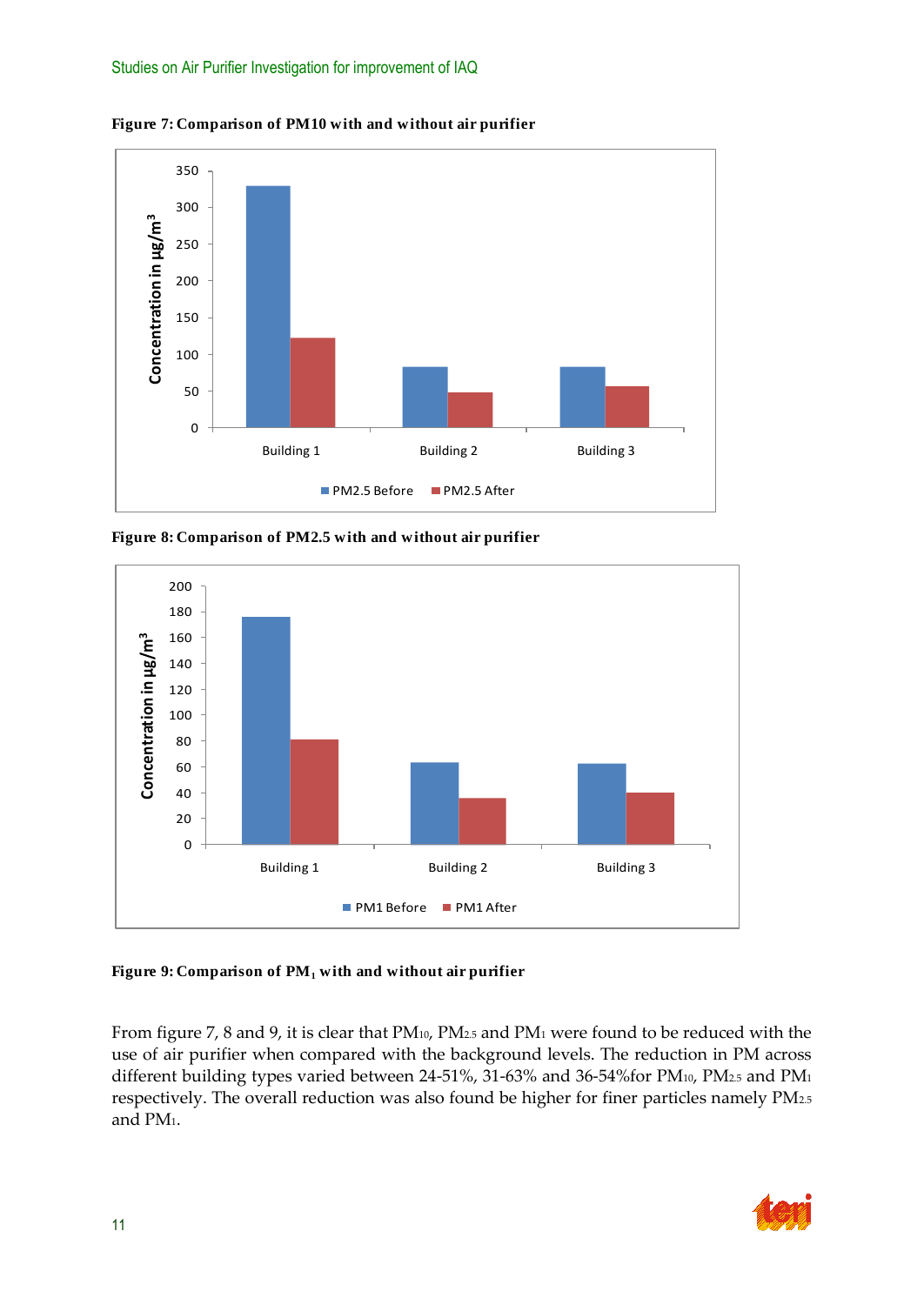**Figure 7: Comparison of PM10 with and without air purifier**

**Figure 8: Comparison of PM2.5 with and without air purifier**

**Figure 9: Comparison of $PM_1$ with and without air purifier**

From figure 7, 8 and 9, it is clear that $PM_{10}$, $PM_{2.5}$ and $PM_1$ were found to be reduced with the use of air purifier when compared with the background levels. The reduction in PM across different building types varied between 24-51%, 31-63% and 36-54%for $PM_{10}$, $PM_{2.5}$ and $PM_1$ respectively. The overall reduction was also found be higher for finer particles namely $PM_{2.5}$ and $PM_1$.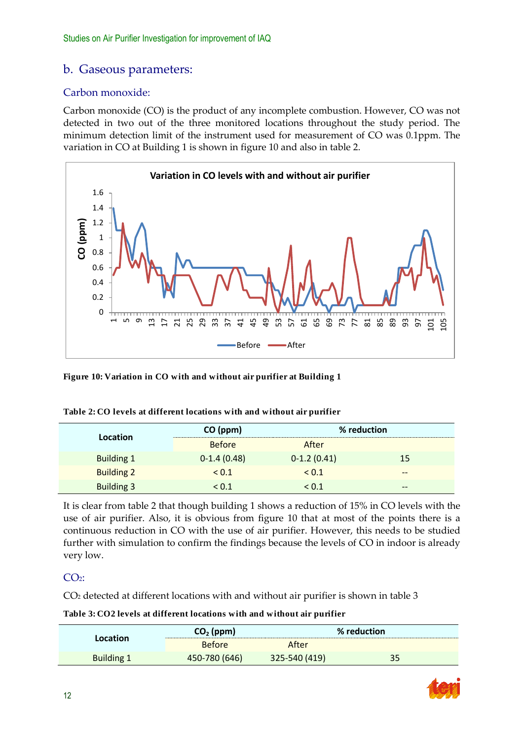## b. Gaseous parameters:

### Carbon monoxide:

Carbon monoxide (CO) is the product of any incomplete combustion. However, CO was not detected in two out of the three monitored locations throughout the study period. The minimum detection limit of the instrument used for measurement of CO was 0.1ppm. The variation in CO at Building 1 is shown in figure 10 and also in table 2.

**Figure 10: Variation in CO with and without air purifier at Building 1**

**Table 2: CO levels at different locations with and without air purifier**

| Location | CO (ppm) | | % reduction |
|---|---|---|---|
| | Before | After | |
| Building 1 | 0-1.4 (0.48) | 0-1.2 (0.41) | 15 |
| Building 2 | < 0.1 | < 0.1 | -- |
| Building 3 | < 0.1 | < 0.1 | -- |

It is clear from table 2 that though building 1 shows a reduction of 15% in CO levels with the use of air purifier. Also, it is obvious from figure 10 that at most of the points there is a continuous reduction in CO with the use of air purifier. However, this needs to be studied further with simulation to confirm the findings because the levels of CO in indoor is already very low.

### $CO_2$:

$CO_2$ detected at different locations with and without air purifier is shown in table 3

**Table 3: CO2 levels at different locations with and without air purifier**

| Location | $CO_2$ (ppm) | | % reduction |
|---|---|---|---|
| | Before | After | |
| Building 1 | 450-780 (646) | 325-540 (419) | 35 |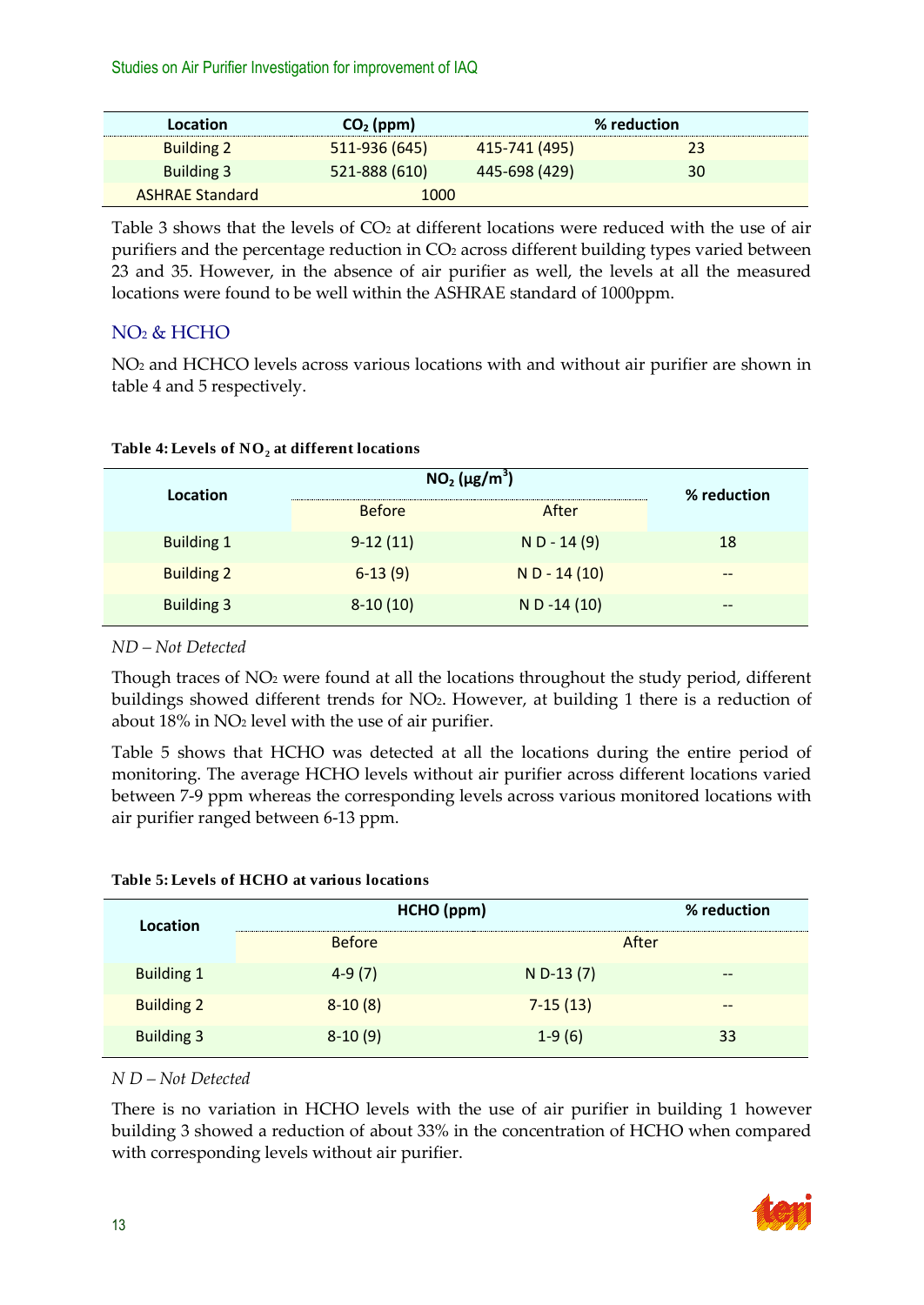| Location | $CO_2$ (ppm) | | % reduction |
|---|---|---|---|
| Building 2 | 511-936 (645) | 415-741 (495) | 23 |
| Building 3 | 521-888 (610) | 445-698 (429) | 30 |
| ASHRAE Standard | 1000 | | |

Table 3 shows that the levels of $CO_2$ at different locations were reduced with the use of air purifiers and the percentage reduction in $CO_2$ across different building types varied between 23 and 35. However, in the absence of air purifier as well, the levels at all the measured locations were found to be well within the ASHRAE standard of 1000ppm.

### $NO_2$ & HCHO

$NO_2$ and HCHCO levels across various locations with and without air purifier are shown in table 4 and 5 respectively.

**Table 4: Levels of $NO_2$ at different locations**

| Location | $NO_2$ ($\mu g/m^3$) | | % reduction |
|---|---|---|---|
| | Before | After | |
| Building 1 | 9-12 (11) | N D - 14 (9) | 18 |
| Building 2 | 6-13 (9) | N D - 14 (10) | -- |
| Building 3 | 8-10 (10) | N D -14 (10) | -- |

*ND – Not Detected*

Though traces of $NO_2$ were found at all the locations throughout the study period, different buildings showed different trends for $NO_2$. However, at building 1 there is a reduction of about 18% in $NO_2$ level with the use of air purifier.

Table 5 shows that HCHO was detected at all the locations during the entire period of monitoring. The average HCHO levels without air purifier across different locations varied between 7-9 ppm whereas the corresponding levels across various monitored locations with air purifier ranged between 6-13 ppm.

**Table 5: Levels of HCHO at various locations**

| Location | HCHO (ppm) | | % reduction |
|---|---|---|---|
| | Before | After | |
| Building 1 | 4-9 (7) | N D-13 (7) | -- |
| Building 2 | 8-10 (8) | 7-15 (13) | -- |
| Building 3 | 8-10 (9) | 1-9 (6) | 33 |

*N D – Not Detected*

There is no variation in HCHO levels with the use of air purifier in building 1 however building 3 showed a reduction of about 33% in the concentration of HCHO when compared with corresponding levels without air purifier.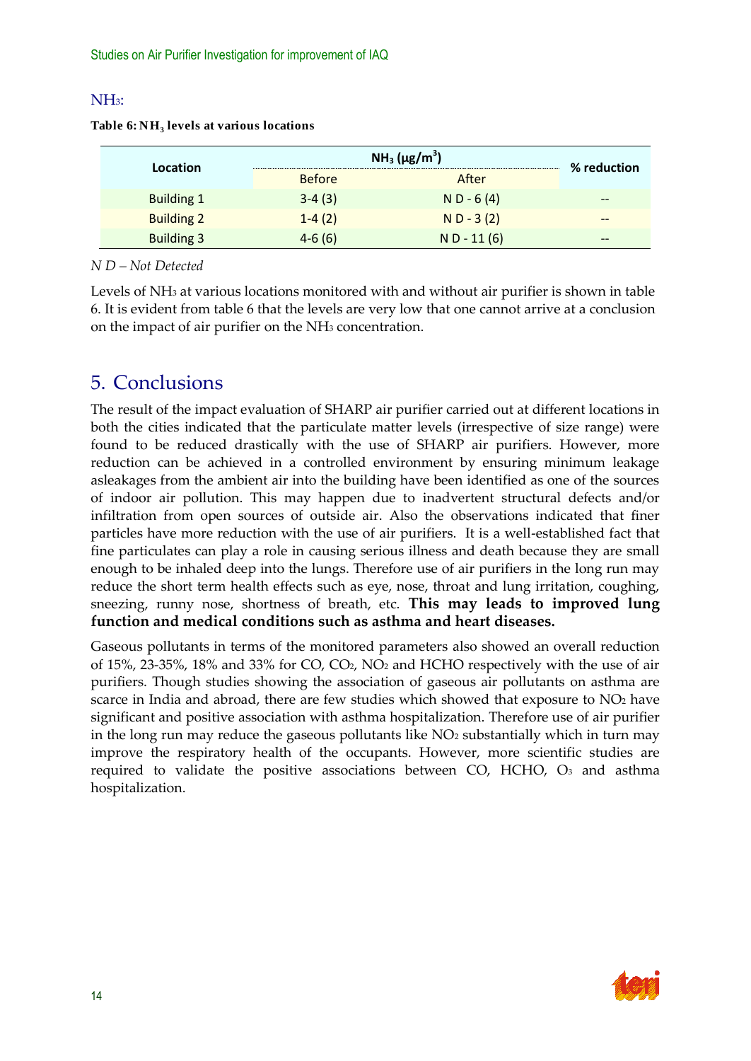### $NH_3$:

**Table 6: $NH_3$ levels at various locations**

| Location | $NH_3$ ($\mu g/m^3$) | | % reduction |
|---|---|---|---|
| | Before | After | |
| Building 1 | 3-4 (3) | N D - 6 (4) | -- |
| Building 2 | 1-4 (2) | N D - 3 (2) | -- |
| Building 3 | 4-6 (6) | N D - 11 (6) | -- |

*N D – Not Detected*

Levels of $NH_3$ at various locations monitored with and without air purifier is shown in table 6. It is evident from table 6 that the levels are very low that one cannot arrive at a conclusion on the impact of air purifier on the $NH_3$ concentration.

## 5. Conclusions

The result of the impact evaluation of SHARP air purifier carried out at different locations in both the cities indicated that the particulate matter levels (irrespective of size range) were found to be reduced drastically with the use of SHARP air purifiers. However, more reduction can be achieved in a controlled environment by ensuring minimum leakage asleakages from the ambient air into the building have been identified as one of the sources of indoor air pollution. This may happen due to inadvertent structural defects and/or infiltration from open sources of outside air. Also the observations indicated that finer particles have more reduction with the use of air purifiers. It is a well-established fact that fine particulates can play a role in causing serious illness and death because they are small enough to be inhaled deep into the lungs. Therefore use of air purifiers in the long run may reduce the short term health effects such as eye, nose, throat and lung irritation, coughing, sneezing, runny nose, shortness of breath, etc. **This may leads to improved lung function and medical conditions such as asthma and heart diseases.**

Gaseous pollutants in terms of the monitored parameters also showed an overall reduction of 15%, 23-35%, 18% and 33% for CO, $CO_2$, $NO_2$ and HCHO respectively with the use of air purifiers. Though studies showing the association of gaseous air pollutants on asthma are scarce in India and abroad, there are few studies which showed that exposure to $NO_2$ have significant and positive association with asthma hospitalization. Therefore use of air purifier in the long run may reduce the gaseous pollutants like $NO_2$ substantially which in turn may improve the respiratory health of the occupants. However, more scientific studies are required to validate the positive associations between CO, HCHO, $O_3$ and asthma hospitalization.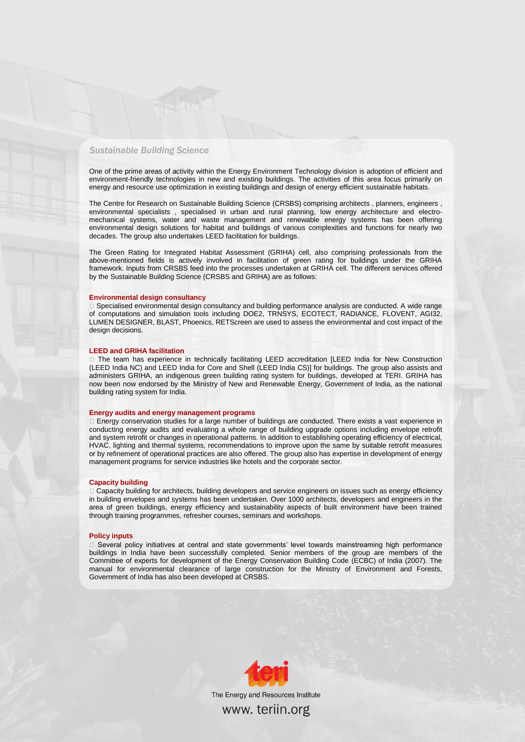*Sustainable Building Science*

One of the prime areas of activity within the Energy Environment Technology division is adoption of efficient and environment-friendly technologies in new and existing buildings. The activities of this area focus primarily on energy and resource use optimization in existing buildings and design of energy efficient sustainable habitats.

The Centre for Research on Sustainable Building Science (CRSBS) comprising architects , planners, engineers , environmental specialists , specialised in urban and rural planning, low energy architecture and electro-mechanical systems, water and waste management and renewable energy systems has been offering environmental design solutions for habitat and buildings of various complexities and functions for nearly two decades. The group also undertakes LEED facilitation for buildings.

The Green Rating for Integrated Habitat Assessment (GRIHA) cell, also comprising professionals from the above-mentioned fields is actively involved in facilitation of green rating for buildings under the GRIHA framework. Inputs from CRSBS feed into the processes undertaken at GRIHA cell. The different services offered by the Sustainable Building Science (CRSBS and GRIHA) are as follows:

**Environmental design consultancy**

- Specialised environmental design consultancy and building performance analysis are conducted. A wide range of computations and simulation tools including DOE2, TRNSYS, ECOTECT, RADIANCE, FLOVENT, AGI32, LUMEN DESIGNER, BLAST, Phoenics, RETScreen are used to assess the environmental and cost impact of the design decisions.

**LEED and GRIHA facilitation**

- The team has experience in technically facilitating LEED accreditation [LEED India for New Construction (LEED India NC) and LEED India for Core and Shell (LEED India CS)] for buildings. The group also assists and administers GRIHA, an indigenous green building rating system for buildings, developed at TERI. GRIHA has now been now endorsed by the Ministry of New and Renewable Energy, Government of India, as the national building rating system for India.

**Energy audits and energy management programs**

- Energy conservation studies for a large number of buildings are conducted. There exists a vast experience in conducting energy audits and evaluating a whole range of building upgrade options including envelope retrofit and system retrofit or changes in operational patterns. In addition to establishing operating efficiency of electrical, HVAC, lighting and thermal systems, recommendations to improve upon the same by suitable retrofit measures or by refinement of operational practices are also offered. The group also has expertise in development of energy management programs for service industries like hotels and the corporate sector.

**Capacity building**

- Capacity building for architects, building developers and service engineers on issues such as energy efficiency in building envelopes and systems has been undertaken. Over 1000 architects, developers and engineers in the area of green buildings, energy efficiency and sustainability aspects of built environment have been trained through training programmes, refresher courses, seminars and workshops.

**Policy inputs**

- Several policy initiatives at central and state governments' level towards mainstreaming high performance buildings in India have been successfully completed. Senior members of the group are members of the Committee of experts for development of the Energy Conservation Building Code (ECBC) of India (2007). The manual for environmental clearance of large construction for the Ministry of Environment and Forests, Government of India has also been developed at CRSBS.

teri

The Energy and Resources Institute

www. teriin.org